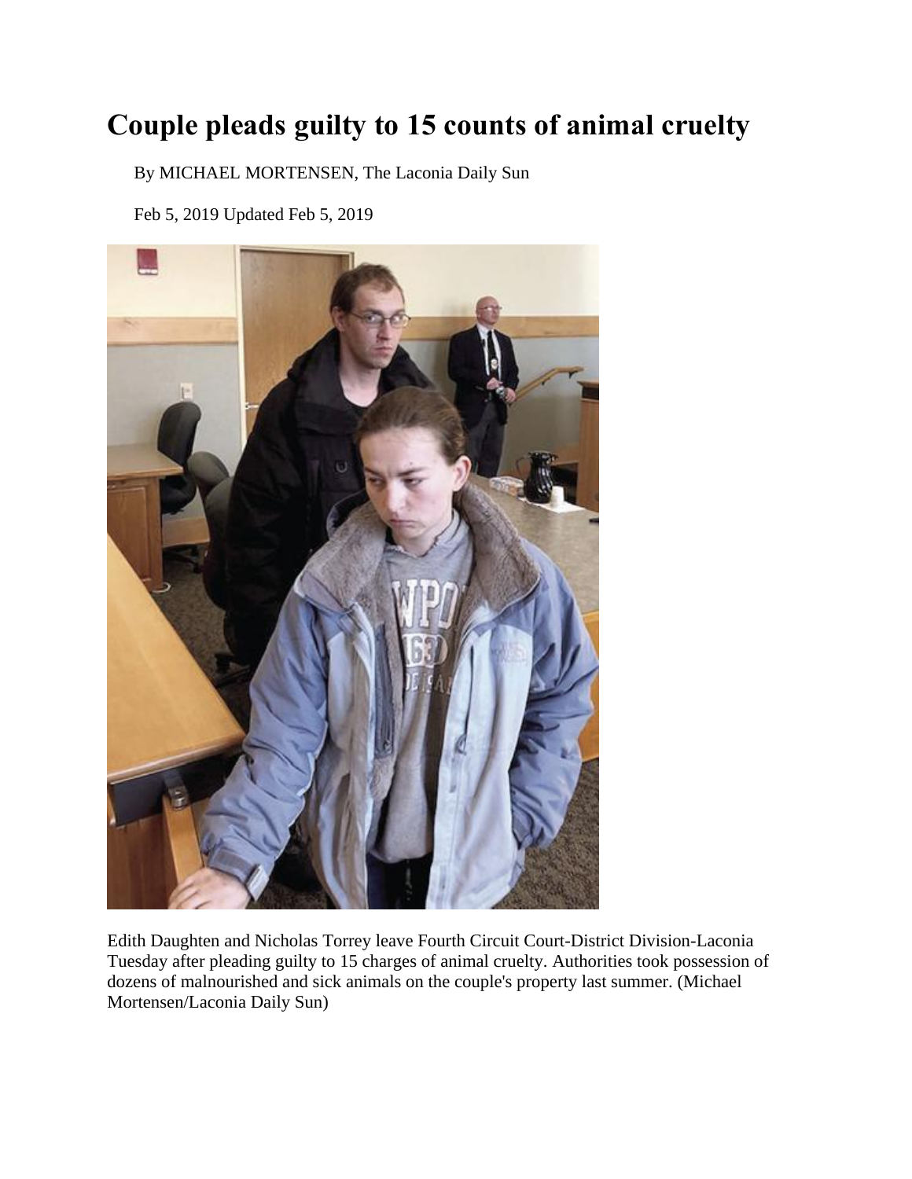# Couple pleads guilty to 15 counts of animal cruelty

By MICHAEL MORTENSEN, The Laconia Daily Sun

Feb 5, 2019 Updated Feb 5, 2019

Edith Daughten and Nicholas Torrey leave Fourth Circuit Court-District Division-Laconia Tuesday after pleading guilty to 15 charges of animal cruelty. Authorities took possession of dozens of malnourished and sick animals on the couple's property last summer. (Michael Mortensen/Laconia Daily Sun)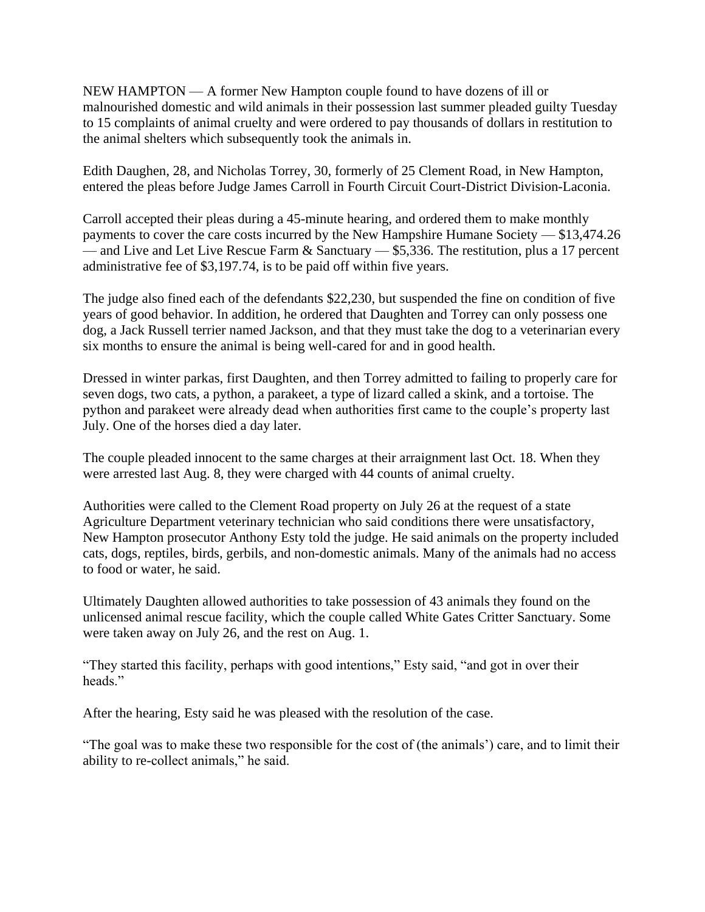NEW HAMPTON — A former New Hampton couple found to have dozens of ill or malnourished domestic and wild animals in their possession last summer pleaded guilty Tuesday to 15 complaints of animal cruelty and were ordered to pay thousands of dollars in restitution to the animal shelters which subsequently took the animals in.

Edith Daughen, 28, and Nicholas Torrey, 30, formerly of 25 Clement Road, in New Hampton, entered the pleas before Judge James Carroll in Fourth Circuit Court-District Division-Laconia.

Carroll accepted their pleas during a 45-minute hearing, and ordered them to make monthly payments to cover the care costs incurred by the New Hampshire Humane Society — $13,474.26 — and Live and Let Live Rescue Farm & Sanctuary — $5,336. The restitution, plus a 17 percent administrative fee of $3,197.74, is to be paid off within five years.

The judge also fined each of the defendants $22,230, but suspended the fine on condition of five years of good behavior. In addition, he ordered that Daughten and Torrey can only possess one dog, a Jack Russell terrier named Jackson, and that they must take the dog to a veterinarian every six months to ensure the animal is being well-cared for and in good health.

Dressed in winter parkas, first Daughten, and then Torrey admitted to failing to properly care for seven dogs, two cats, a python, a parakeet, a type of lizard called a skink, and a tortoise. The python and parakeet were already dead when authorities first came to the couple's property last July. One of the horses died a day later.

The couple pleaded innocent to the same charges at their arraignment last Oct. 18. When they were arrested last Aug. 8, they were charged with 44 counts of animal cruelty.

Authorities were called to the Clement Road property on July 26 at the request of a state Agriculture Department veterinary technician who said conditions there were unsatisfactory, New Hampton prosecutor Anthony Esty told the judge. He said animals on the property included cats, dogs, reptiles, birds, gerbils, and non-domestic animals. Many of the animals had no access to food or water, he said.

Ultimately Daughten allowed authorities to take possession of 43 animals they found on the unlicensed animal rescue facility, which the couple called White Gates Critter Sanctuary. Some were taken away on July 26, and the rest on Aug. 1.

"They started this facility, perhaps with good intentions," Esty said, "and got in over their heads."

After the hearing, Esty said he was pleased with the resolution of the case.

"The goal was to make these two responsible for the cost of (the animals') care, and to limit their ability to re-collect animals," he said.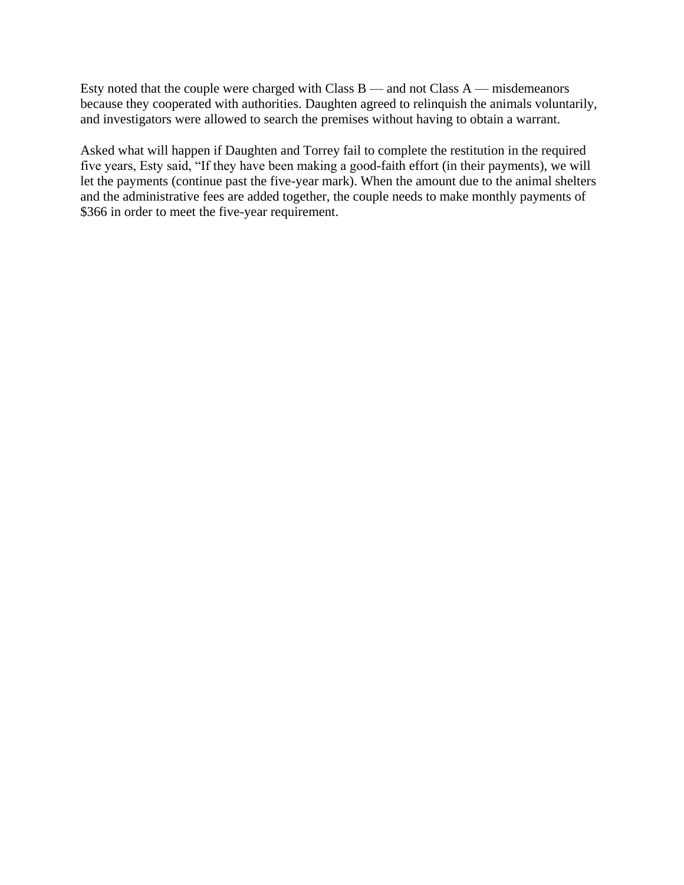Esty noted that the couple were charged with Class B — and not Class A — misdemeanors because they cooperated with authorities. Daughten agreed to relinquish the animals voluntarily, and investigators were allowed to search the premises without having to obtain a warrant.

Asked what will happen if Daughten and Torrey fail to complete the restitution in the required five years, Esty said, “If they have been making a good-faith effort (in their payments), we will let the payments (continue past the five-year mark). When the amount due to the animal shelters and the administrative fees are added together, the couple needs to make monthly payments of $366 in order to meet the five-year requirement.